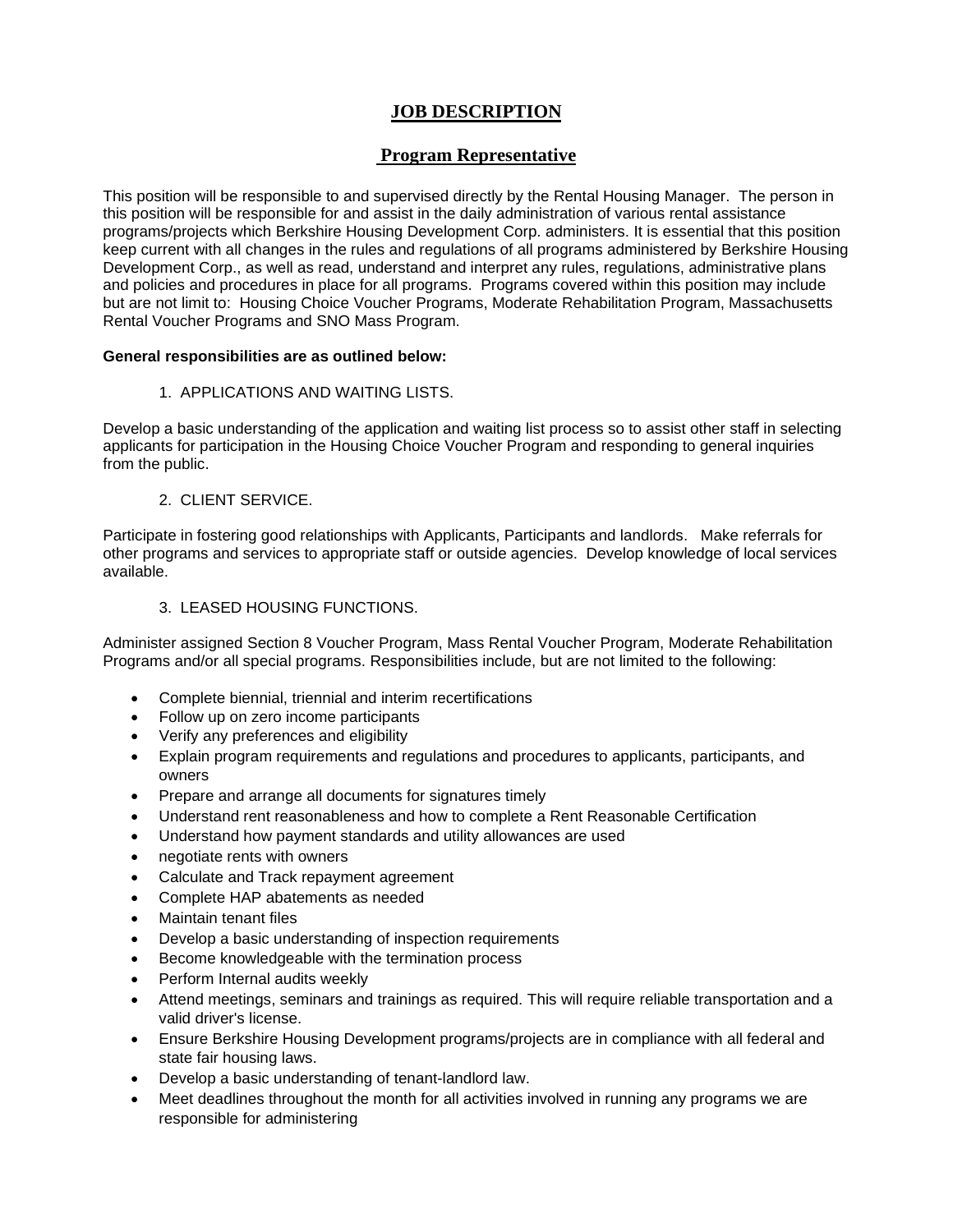# JOB DESCRIPTION

## Program Representative

This position will be responsible to and supervised directly by the Rental Housing Manager. The person in this position will be responsible for and assist in the daily administration of various rental assistance programs/projects which Berkshire Housing Development Corp. administers. It is essential that this position keep current with all changes in the rules and regulations of all programs administered by Berkshire Housing Development Corp., as well as read, understand and interpret any rules, regulations, administrative plans and policies and procedures in place for all programs. Programs covered within this position may include but are not limit to: Housing Choice Voucher Programs, Moderate Rehabilitation Program, Massachusetts Rental Voucher Programs and SNO Mass Program.

**General responsibilities are as outlined below:**

1. APPLICATIONS AND WAITING LISTS.

Develop a basic understanding of the application and waiting list process so to assist other staff in selecting applicants for participation in the Housing Choice Voucher Program and responding to general inquiries from the public.

2. CLIENT SERVICE.

Participate in fostering good relationships with Applicants, Participants and landlords. Make referrals for other programs and services to appropriate staff or outside agencies. Develop knowledge of local services available.

3. LEASED HOUSING FUNCTIONS.

Administer assigned Section 8 Voucher Program, Mass Rental Voucher Program, Moderate Rehabilitation Programs and/or all special programs. Responsibilities include, but are not limited to the following:

- Complete biennial, triennial and interim recertifications
- Follow up on zero income participants
- Verify any preferences and eligibility
- Explain program requirements and regulations and procedures to applicants, participants, and owners
- Prepare and arrange all documents for signatures timely
- Understand rent reasonableness and how to complete a Rent Reasonable Certification
- Understand how payment standards and utility allowances are used
- negotiate rents with owners
- Calculate and Track repayment agreement
- Complete HAP abatements as needed
- Maintain tenant files
- Develop a basic understanding of inspection requirements
- Become knowledgeable with the termination process
- Perform Internal audits weekly
- Attend meetings, seminars and trainings as required. This will require reliable transportation and a valid driver's license.
- Ensure Berkshire Housing Development programs/projects are in compliance with all federal and state fair housing laws.
- Develop a basic understanding of tenant-landlord law.
- Meet deadlines throughout the month for all activities involved in running any programs we are responsible for administering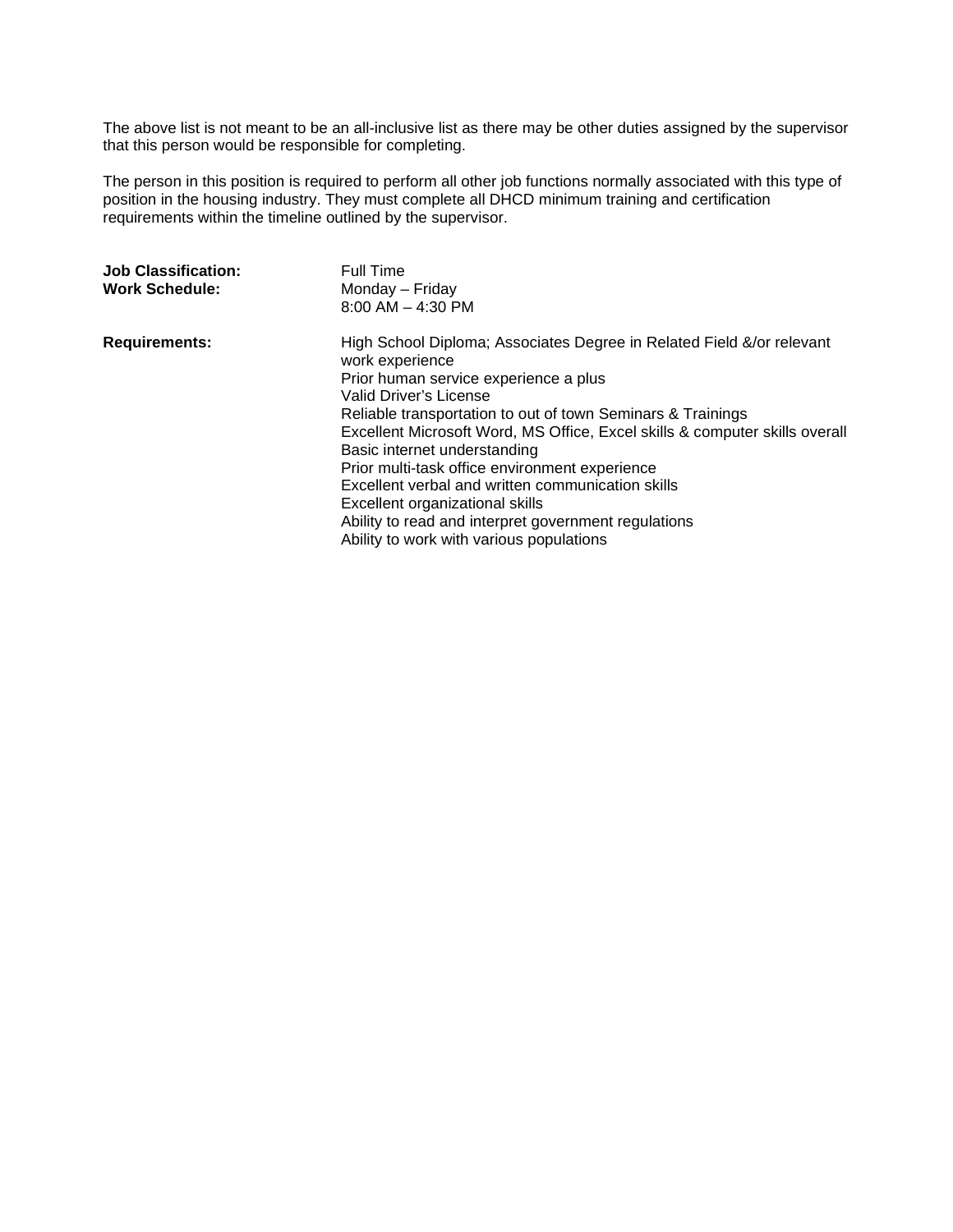The above list is not meant to be an all-inclusive list as there may be other duties assigned by the supervisor that this person would be responsible for completing.

The person in this position is required to perform all other job functions normally associated with this type of position in the housing industry. They must complete all DHCD minimum training and certification requirements within the timeline outlined by the supervisor.

| | |
|---|---|
| **Job Classification:** | Full Time |
| **Work Schedule:** | Monday – Friday<br>8:00 AM – 4:30 PM |
| **Requirements:** | High School Diploma; Associates Degree in Related Field &/or relevant work experience<br>Prior human service experience a plus<br>Valid Driver's License<br>Reliable transportation to out of town Seminars & Trainings<br>Excellent Microsoft Word, MS Office, Excel skills & computer skills overall<br>Basic internet understanding<br>Prior multi-task office environment experience<br>Excellent verbal and written communication skills<br>Excellent organizational skills<br>Ability to read and interpret government regulations<br>Ability to work with various populations |